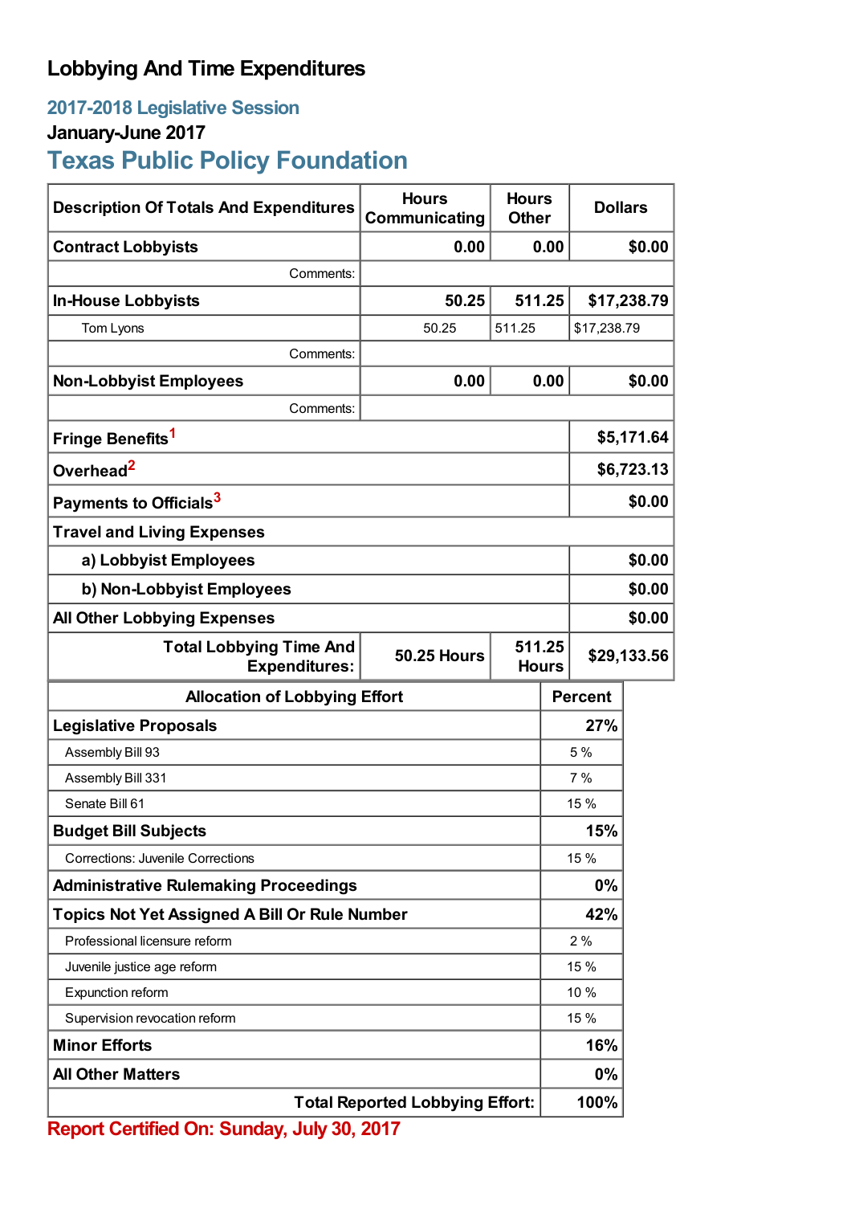# Lobbying And Time Expenditures

## 2017-2018 Legislative Session

### January-June 2017

## Texas Public Policy Foundation

| Description Of Totals And Expenditures | Hours Communicating | Hours Other | Dollars |
|---|---|---|---|
| **Contract Lobbyists** | **0.00** | **0.00** | **$0.00** |
| Comments: | | | |
| **In-House Lobbyists** | **50.25** | **511.25** | **$17,238.79** |
| Tom Lyons | 50.25 | 511.25 | $17,238.79 |
| Comments: | | | |
| **Non-Lobbyist Employees** | **0.00** | **0.00** | **$0.00** |
| Comments: | | | |
| **Fringe Benefits**[1] | | | **$5,171.64** |
| **Overhead**[2] | | | **$6,723.13** |
| **Payments to Officials**[3] | | | **$0.00** |
| **Travel and Living Expenses** | | | |
| **a) Lobbyist Employees** | | | **$0.00** |
| **b) Non-Lobbyist Employees** | | | **$0.00** |
| **All Other Lobbying Expenses** | | | **$0.00** |
| **Total Lobbying Time And Expenditures:** | **50.25 Hours** | **511.25 Hours** | **$29,133.56** |

| Allocation of Lobbying Effort | Percent |
|---|---|
| **Legislative Proposals** | **27%** |
| Assembly Bill 93 | 5 % |
| Assembly Bill 331 | 7 % |
| Senate Bill 61 | 15 % |
| **Budget Bill Subjects** | **15%** |
| Corrections: Juvenile Corrections | 15 % |
| **Administrative Rulemaking Proceedings** | **0%** |
| **Topics Not Yet Assigned A Bill Or Rule Number** | **42%** |
| Professional licensure reform | 2 % |
| Juvenile justice age reform | 15 % |
| Expunction reform | 10 % |
| Supervision revocation reform | 15 % |
| **Minor Efforts** | **16%** |
| **All Other Matters** | **0%** |
| **Total Reported Lobbying Effort:** | **100%** |

**Report Certified On: Sunday, July 30, 2017**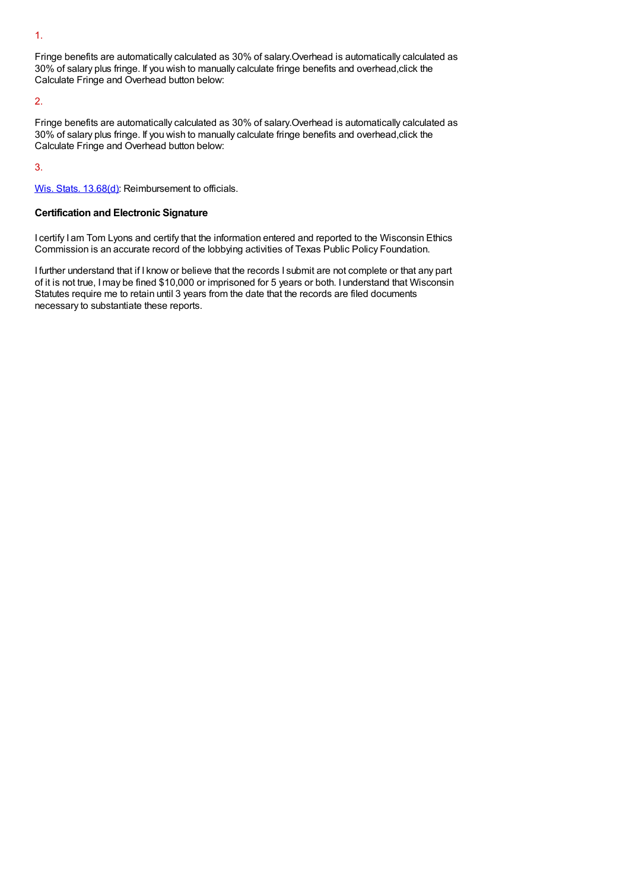1.

Fringe benefits are automatically calculated as 30% of salary.Overhead is automatically calculated as 30% of salary plus fringe. If you wish to manually calculate fringe benefits and overhead,click the Calculate Fringe and Overhead button below:

2.

Fringe benefits are automatically calculated as 30% of salary.Overhead is automatically calculated as 30% of salary plus fringe. If you wish to manually calculate fringe benefits and overhead,click the Calculate Fringe and Overhead button below:

3.

Wis. Stats. 13.68(d): Reimbursement to officials.

**Certification and Electronic Signature**

I certify I am Tom Lyons and certify that the information entered and reported to the Wisconsin Ethics Commission is an accurate record of the lobbying activities of Texas Public Policy Foundation.

I further understand that if I know or believe that the records I submit are not complete or that any part of it is not true, I may be fined $10,000 or imprisoned for 5 years or both. I understand that Wisconsin Statutes require me to retain until 3 years from the date that the records are filed documents necessary to substantiate these reports.